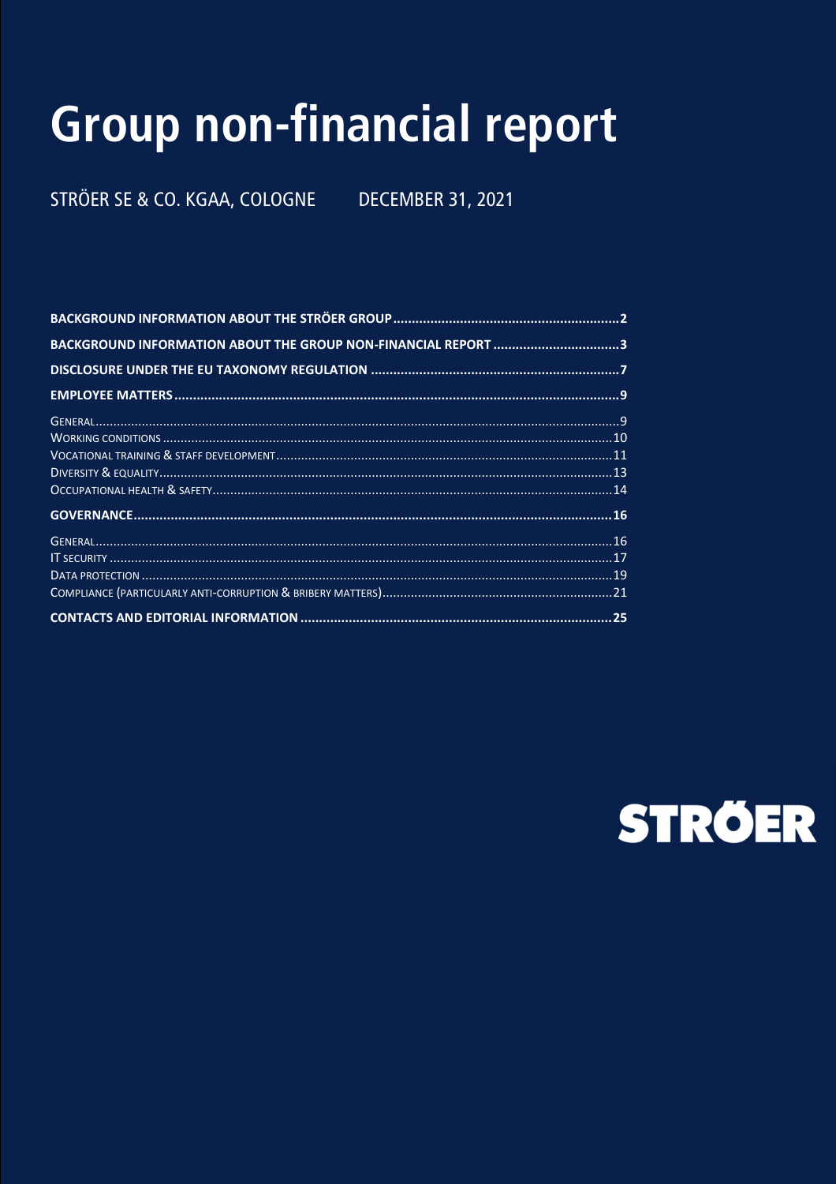# Group non-financial report

STRÖER SE & CO. KGAA, COLOGNE DECEMBER 31, 2021

**BACKGROUND INFORMATION ABOUT THE STRÖER GROUP** ..... 2

**BACKGROUND INFORMATION ABOUT THE GROUP NON-FINANCIAL REPORT** ..... 3

**DISCLOSURE UNDER THE EU TAXONOMY REGULATION** ..... 7

**EMPLOYEE MATTERS** ..... 9

- GENERAL ..... 9
- WORKING CONDITIONS ..... 10
- VOCATIONAL TRAINING & STAFF DEVELOPMENT ..... 11
- DIVERSITY & EQUALITY ..... 13
- OCCUPATIONAL HEALTH & SAFETY ..... 14

**GOVERNANCE** ..... 16

- GENERAL ..... 16
- IT SECURITY ..... 17
- DATA PROTECTION ..... 19
- COMPLIANCE (PARTICULARLY ANTI-CORRUPTION & BRIBERY MATTERS) ..... 21

**CONTACTS AND EDITORIAL INFORMATION** ..... 25

STRÖER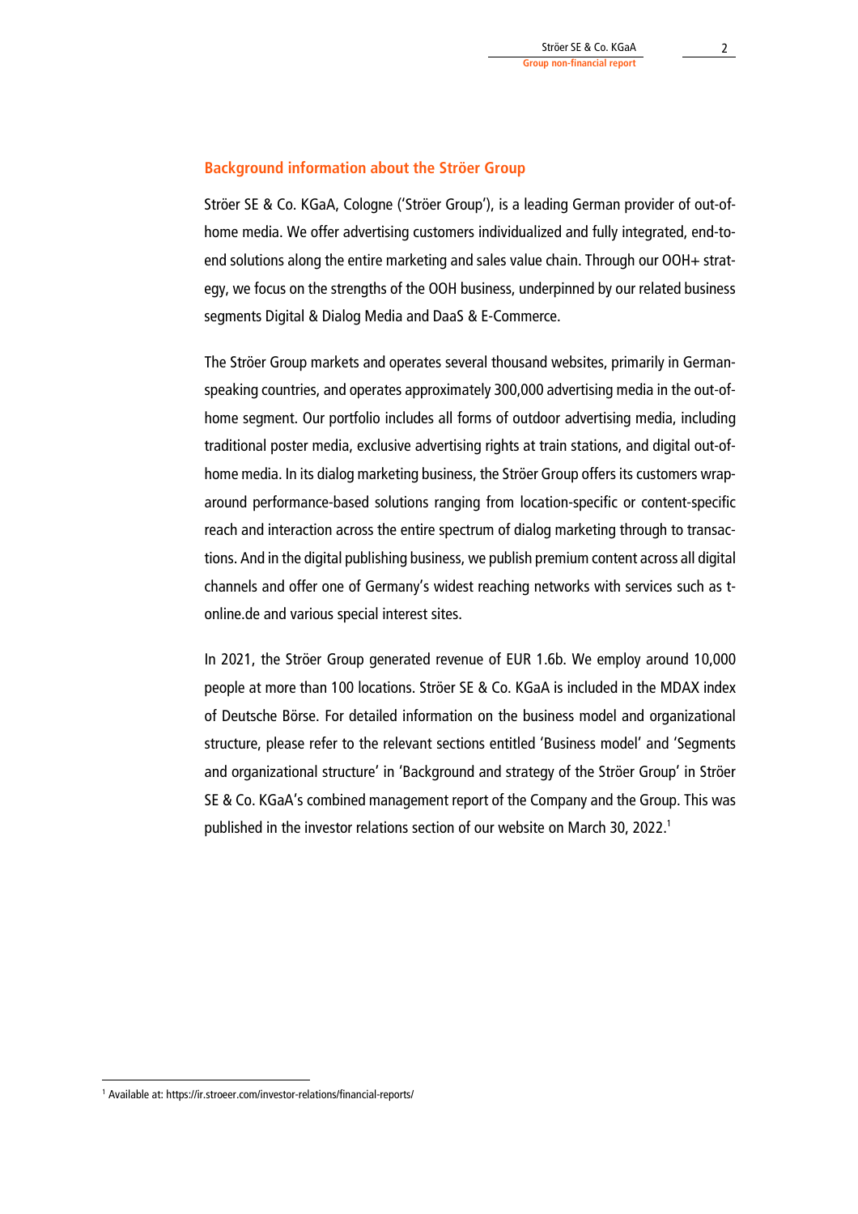## Background information about the Ströer Group

Ströer SE & Co. KGaA, Cologne ('Ströer Group'), is a leading German provider of out-of-home media. We offer advertising customers individualized and fully integrated, end-to-end solutions along the entire marketing and sales value chain. Through our OOH+ strategy, we focus on the strengths of the OOH business, underpinned by our related business segments Digital & Dialog Media and DaaS & E-Commerce.

The Ströer Group markets and operates several thousand websites, primarily in German-speaking countries, and operates approximately 300,000 advertising media in the out-of-home segment. Our portfolio includes all forms of outdoor advertising media, including traditional poster media, exclusive advertising rights at train stations, and digital out-of-home media. In its dialog marketing business, the Ströer Group offers its customers wrap-around performance-based solutions ranging from location-specific or content-specific reach and interaction across the entire spectrum of dialog marketing through to transactions. And in the digital publishing business, we publish premium content across all digital channels and offer one of Germany's widest reaching networks with services such as t-online.de and various special interest sites.

In 2021, the Ströer Group generated revenue of EUR 1.6b. We employ around 10,000 people at more than 100 locations. Ströer SE & Co. KGaA is included in the MDAX index of Deutsche Börse. For detailed information on the business model and organizational structure, please refer to the relevant sections entitled 'Business model' and 'Segments and organizational structure' in 'Background and strategy of the Ströer Group' in Ströer SE & Co. KGaA's combined management report of the Company and the Group. This was published in the investor relations section of our website on March 30, 2022.[1]

[1] Available at: https://ir.stroeer.com/investor-relations/financial-reports/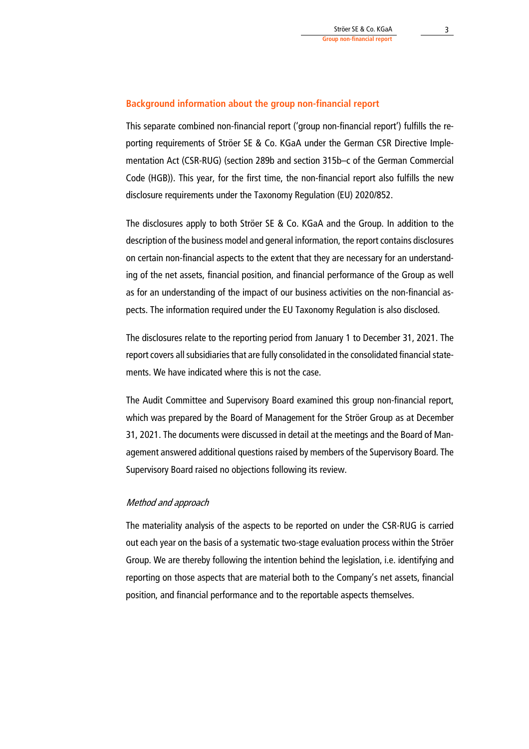## Background information about the group non-financial report

This separate combined non-financial report ('group non-financial report') fulfills the reporting requirements of Ströer SE & Co. KGaA under the German CSR Directive Implementation Act (CSR-RUG) (section 289b and section 315b–c of the German Commercial Code (HGB)). This year, for the first time, the non-financial report also fulfills the new disclosure requirements under the Taxonomy Regulation (EU) 2020/852.

The disclosures apply to both Ströer SE & Co. KGaA and the Group. In addition to the description of the business model and general information, the report contains disclosures on certain non-financial aspects to the extent that they are necessary for an understanding of the net assets, financial position, and financial performance of the Group as well as for an understanding of the impact of our business activities on the non-financial aspects. The information required under the EU Taxonomy Regulation is also disclosed.

The disclosures relate to the reporting period from January 1 to December 31, 2021. The report covers all subsidiaries that are fully consolidated in the consolidated financial statements. We have indicated where this is not the case.

The Audit Committee and Supervisory Board examined this group non-financial report, which was prepared by the Board of Management for the Ströer Group as at December 31, 2021. The documents were discussed in detail at the meetings and the Board of Management answered additional questions raised by members of the Supervisory Board. The Supervisory Board raised no objections following its review.

### *Method and approach*

The materiality analysis of the aspects to be reported on under the CSR-RUG is carried out each year on the basis of a systematic two-stage evaluation process within the Ströer Group. We are thereby following the intention behind the legislation, i.e. identifying and reporting on those aspects that are material both to the Company's net assets, financial position, and financial performance and to the reportable aspects themselves.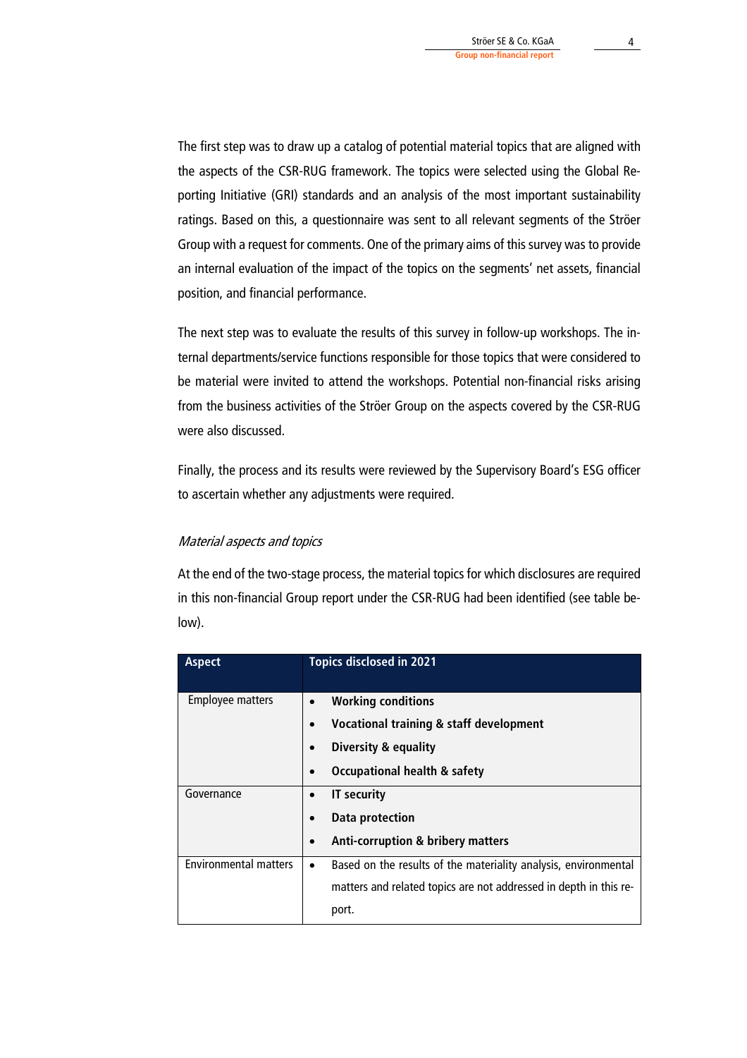The first step was to draw up a catalog of potential material topics that are aligned with the aspects of the CSR-RUG framework. The topics were selected using the Global Reporting Initiative (GRI) standards and an analysis of the most important sustainability ratings. Based on this, a questionnaire was sent to all relevant segments of the Ströer Group with a request for comments. One of the primary aims of this survey was to provide an internal evaluation of the impact of the topics on the segments' net assets, financial position, and financial performance.

The next step was to evaluate the results of this survey in follow-up workshops. The internal departments/service functions responsible for those topics that were considered to be material were invited to attend the workshops. Potential non-financial risks arising from the business activities of the Ströer Group on the aspects covered by the CSR-RUG were also discussed.

Finally, the process and its results were reviewed by the Supervisory Board's ESG officer to ascertain whether any adjustments were required.

*Material aspects and topics*

At the end of the two-stage process, the material topics for which disclosures are required in this non-financial Group report under the CSR-RUG had been identified (see table below).

| Aspect | Topics disclosed in 2021 |
|---|---|
| Employee matters | • **Working conditions**<br>• **Vocational training & staff development**<br>• **Diversity & equality**<br>• **Occupational health & safety** |
| Governance | • **IT security**<br>• **Data protection**<br>• **Anti-corruption & bribery matters** |
| Environmental matters | • Based on the results of the materiality analysis, environmental matters and related topics are not addressed in depth in this report. |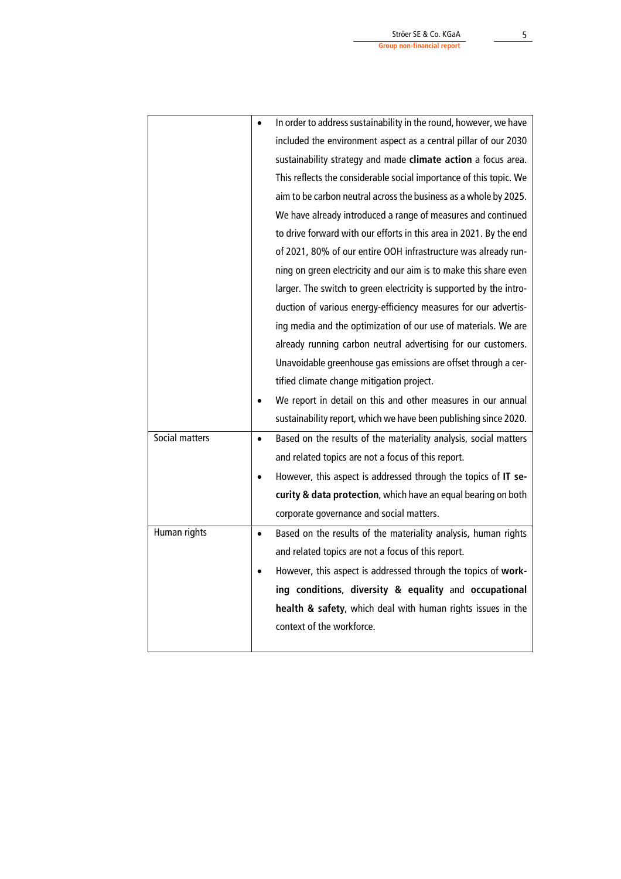| | |
|---|---|
| | • In order to address sustainability in the round, however, we have included the environment aspect as a central pillar of our 2030 sustainability strategy and made **climate action** a focus area. This reflects the considerable social importance of this topic. We aim to be carbon neutral across the business as a whole by 2025. We have already introduced a range of measures and continued to drive forward with our efforts in this area in 2021. By the end of 2021, 80% of our entire OOH infrastructure was already running on green electricity and our aim is to make this share even larger. The switch to green electricity is supported by the introduction of various energy-efficiency measures for our advertising media and the optimization of our use of materials. We are already running carbon neutral advertising for our customers. Unavoidable greenhouse gas emissions are offset through a certified climate change mitigation project.<br>• We report in detail on this and other measures in our annual sustainability report, which we have been publishing since 2020. |
| Social matters | • Based on the results of the materiality analysis, social matters and related topics are not a focus of this report.<br>• However, this aspect is addressed through the topics of **IT security & data protection**, which have an equal bearing on both corporate governance and social matters. |
| Human rights | • Based on the results of the materiality analysis, human rights and related topics are not a focus of this report.<br>• However, this aspect is addressed through the topics of **working conditions**, **diversity & equality** and **occupational health & safety**, which deal with human rights issues in the context of the workforce. |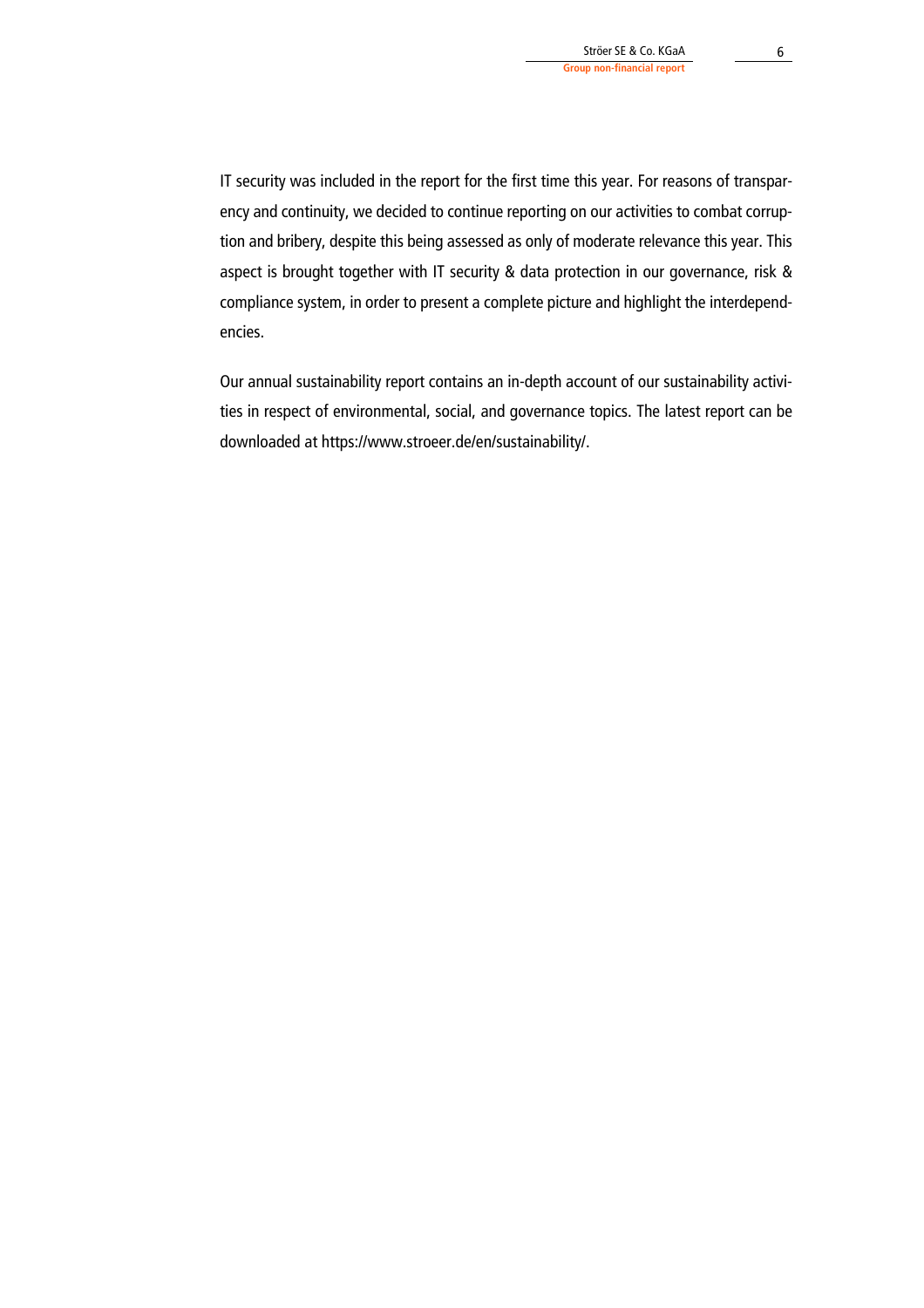IT security was included in the report for the first time this year. For reasons of transparency and continuity, we decided to continue reporting on our activities to combat corruption and bribery, despite this being assessed as only of moderate relevance this year. This aspect is brought together with IT security & data protection in our governance, risk & compliance system, in order to present a complete picture and highlight the interdependencies.

Our annual sustainability report contains an in-depth account of our sustainability activities in respect of environmental, social, and governance topics. The latest report can be downloaded at https://www.stroeer.de/en/sustainability/.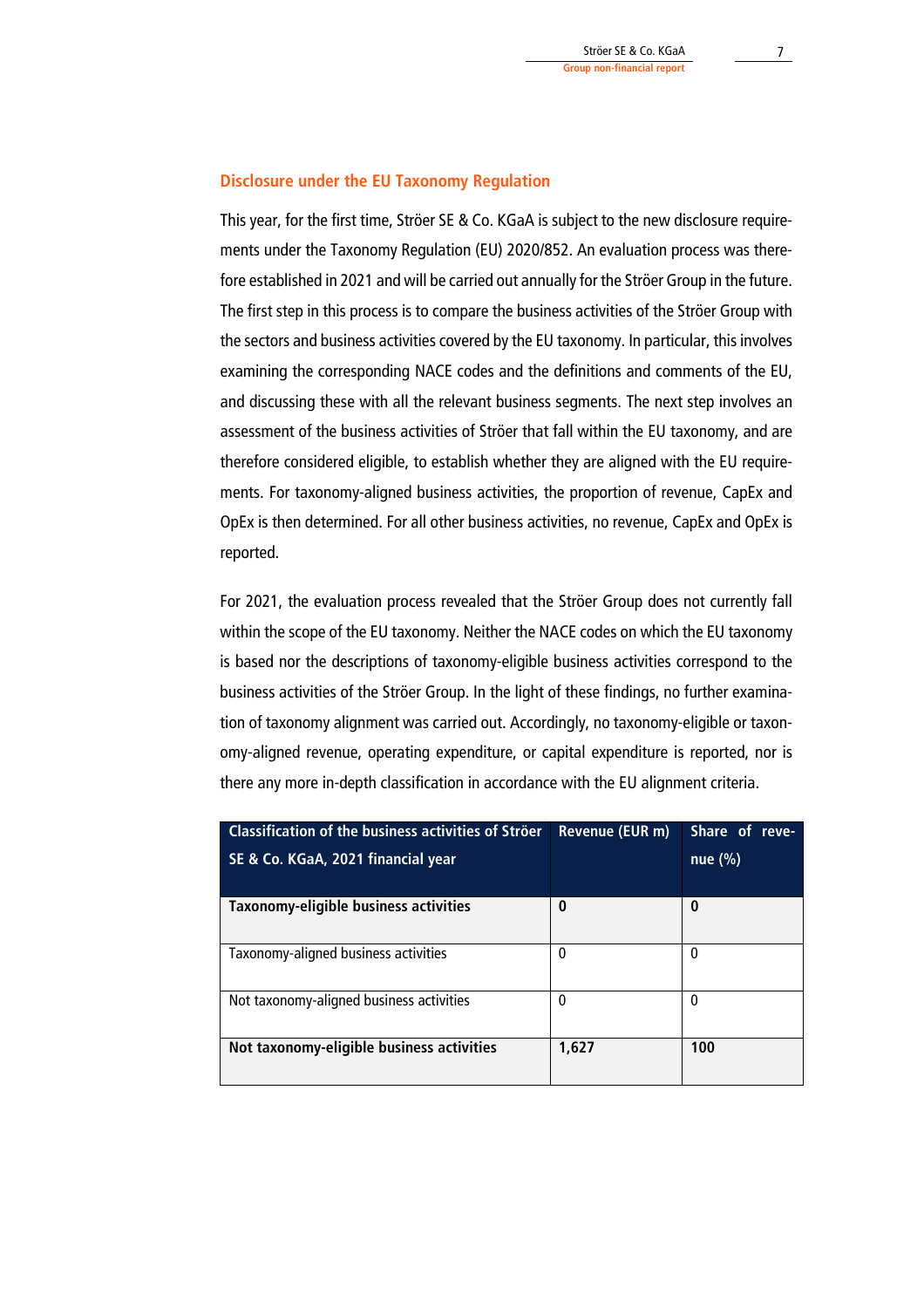## Disclosure under the EU Taxonomy Regulation

This year, for the first time, Ströer SE & Co. KGaA is subject to the new disclosure requirements under the Taxonomy Regulation (EU) 2020/852. An evaluation process was therefore established in 2021 and will be carried out annually for the Ströer Group in the future. The first step in this process is to compare the business activities of the Ströer Group with the sectors and business activities covered by the EU taxonomy. In particular, this involves examining the corresponding NACE codes and the definitions and comments of the EU, and discussing these with all the relevant business segments. The next step involves an assessment of the business activities of Ströer that fall within the EU taxonomy, and are therefore considered eligible, to establish whether they are aligned with the EU requirements. For taxonomy-aligned business activities, the proportion of revenue, CapEx and OpEx is then determined. For all other business activities, no revenue, CapEx and OpEx is reported.

For 2021, the evaluation process revealed that the Ströer Group does not currently fall within the scope of the EU taxonomy. Neither the NACE codes on which the EU taxonomy is based nor the descriptions of taxonomy-eligible business activities correspond to the business activities of the Ströer Group. In the light of these findings, no further examination of taxonomy alignment was carried out. Accordingly, no taxonomy-eligible or taxonomy-aligned revenue, operating expenditure, or capital expenditure is reported, nor is there any more in-depth classification in accordance with the EU alignment criteria.

| Classification of the business activities of Ströer SE & Co. KGaA, 2021 financial year | Revenue (EUR m) | Share of revenue (%) |
|---|---|---|
| **Taxonomy-eligible business activities** | **0** | **0** |
| Taxonomy-aligned business activities | 0 | 0 |
| Not taxonomy-aligned business activities | 0 | 0 |
| **Not taxonomy-eligible business activities** | **1,627** | **100** |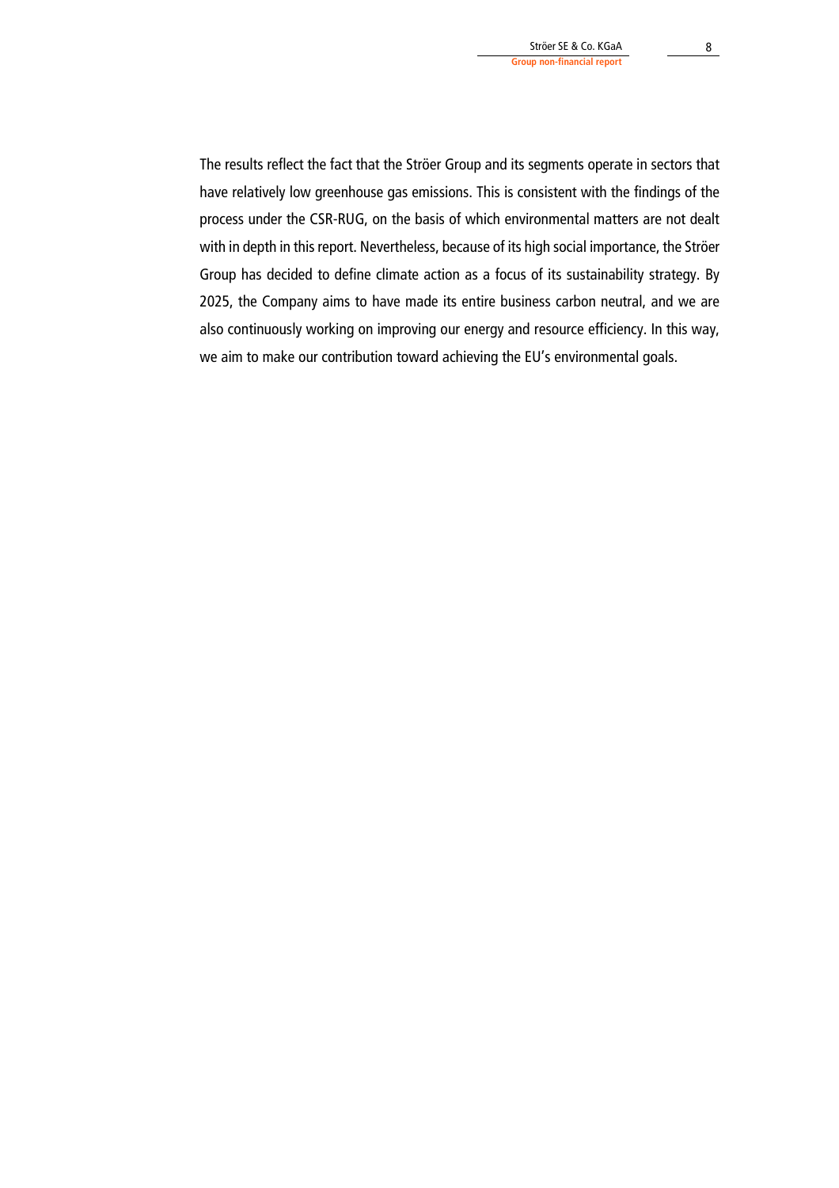The results reflect the fact that the Ströer Group and its segments operate in sectors that have relatively low greenhouse gas emissions. This is consistent with the findings of the process under the CSR-RUG, on the basis of which environmental matters are not dealt with in depth in this report. Nevertheless, because of its high social importance, the Ströer Group has decided to define climate action as a focus of its sustainability strategy. By 2025, the Company aims to have made its entire business carbon neutral, and we are also continuously working on improving our energy and resource efficiency. In this way, we aim to make our contribution toward achieving the EU's environmental goals.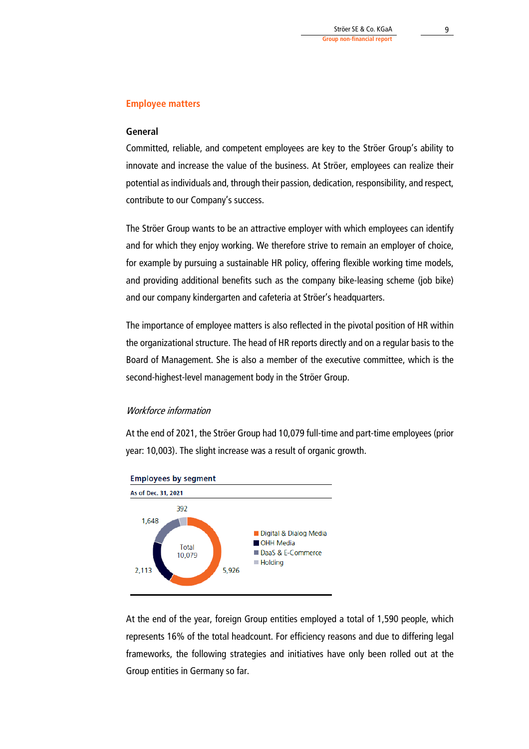## Employee matters

### General

Committed, reliable, and competent employees are key to the Ströer Group's ability to innovate and increase the value of the business. At Ströer, employees can realize their potential as individuals and, through their passion, dedication, responsibility, and respect, contribute to our Company's success.

The Ströer Group wants to be an attractive employer with which employees can identify and for which they enjoy working. We therefore strive to remain an employer of choice, for example by pursuing a sustainable HR policy, offering flexible working time models, and providing additional benefits such as the company bike-leasing scheme (job bike) and our company kindergarten and cafeteria at Ströer's headquarters.

The importance of employee matters is also reflected in the pivotal position of HR within the organizational structure. The head of HR reports directly and on a regular basis to the Board of Management. She is also a member of the executive committee, which is the second-highest-level management body in the Ströer Group.

*Workforce information*

At the end of 2021, the Ströer Group had 10,079 full-time and part-time employees (prior year: 10,003). The slight increase was a result of organic growth.

**Employees by segment**

As of Dec. 31, 2021

| Segment | Employees |
|---|---|
| Digital & Dialog Media | 5,926 |
| OHH Media | 2,113 |
| DaaS & E-Commerce | 1,648 |
| Holding | 392 |
| Total | 10,079 |

At the end of the year, foreign Group entities employed a total of 1,590 people, which represents 16% of the total headcount. For efficiency reasons and due to differing legal frameworks, the following strategies and initiatives have only been rolled out at the Group entities in Germany so far.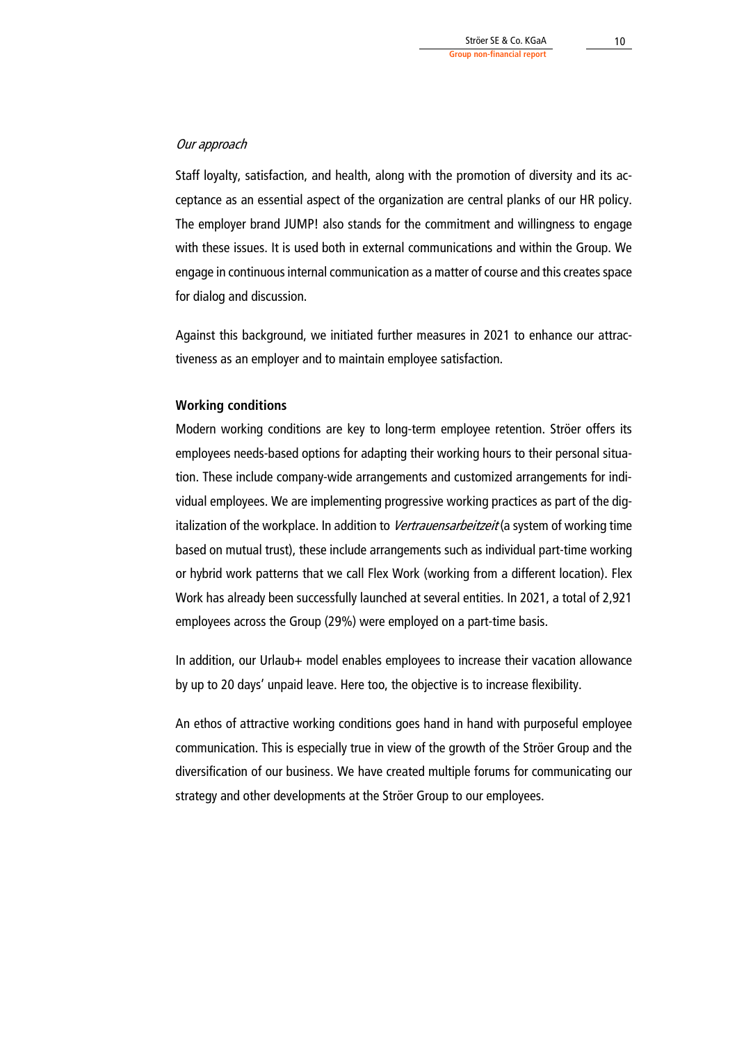*Our approach*

Staff loyalty, satisfaction, and health, along with the promotion of diversity and its acceptance as an essential aspect of the organization are central planks of our HR policy. The employer brand JUMP! also stands for the commitment and willingness to engage with these issues. It is used both in external communications and within the Group. We engage in continuous internal communication as a matter of course and this creates space for dialog and discussion.

Against this background, we initiated further measures in 2021 to enhance our attractiveness as an employer and to maintain employee satisfaction.

**Working conditions**

Modern working conditions are key to long-term employee retention. Ströer offers its employees needs-based options for adapting their working hours to their personal situation. These include company-wide arrangements and customized arrangements for individual employees. We are implementing progressive working practices as part of the digitalization of the workplace. In addition to *Vertrauensarbeitzeit* (a system of working time based on mutual trust), these include arrangements such as individual part-time working or hybrid work patterns that we call Flex Work (working from a different location). Flex Work has already been successfully launched at several entities. In 2021, a total of 2,921 employees across the Group (29%) were employed on a part-time basis.

In addition, our Urlaub+ model enables employees to increase their vacation allowance by up to 20 days' unpaid leave. Here too, the objective is to increase flexibility.

An ethos of attractive working conditions goes hand in hand with purposeful employee communication. This is especially true in view of the growth of the Ströer Group and the diversification of our business. We have created multiple forums for communicating our strategy and other developments at the Ströer Group to our employees.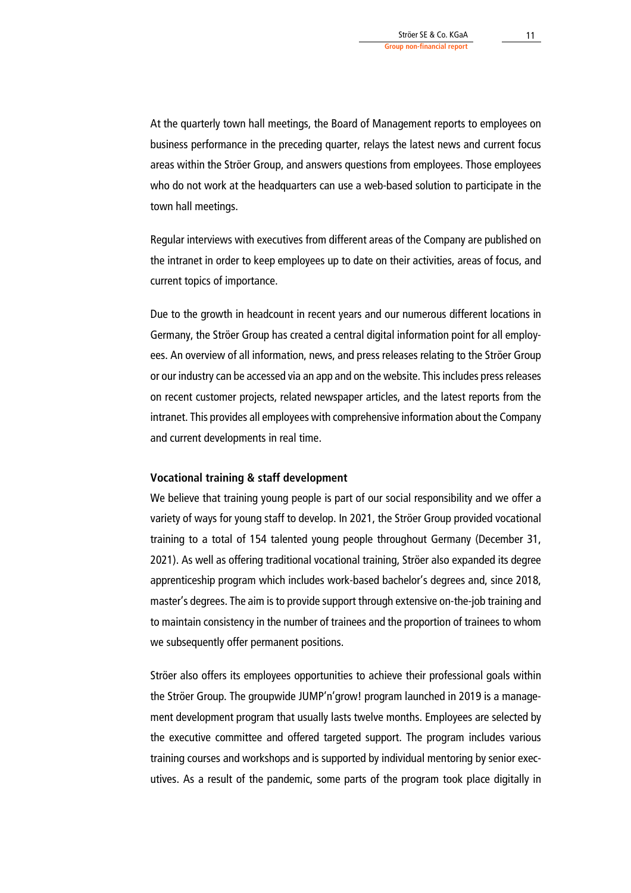At the quarterly town hall meetings, the Board of Management reports to employees on business performance in the preceding quarter, relays the latest news and current focus areas within the Ströer Group, and answers questions from employees. Those employees who do not work at the headquarters can use a web-based solution to participate in the town hall meetings.

Regular interviews with executives from different areas of the Company are published on the intranet in order to keep employees up to date on their activities, areas of focus, and current topics of importance.

Due to the growth in headcount in recent years and our numerous different locations in Germany, the Ströer Group has created a central digital information point for all employees. An overview of all information, news, and press releases relating to the Ströer Group or our industry can be accessed via an app and on the website. This includes press releases on recent customer projects, related newspaper articles, and the latest reports from the intranet. This provides all employees with comprehensive information about the Company and current developments in real time.

### Vocational training & staff development

We believe that training young people is part of our social responsibility and we offer a variety of ways for young staff to develop. In 2021, the Ströer Group provided vocational training to a total of 154 talented young people throughout Germany (December 31, 2021). As well as offering traditional vocational training, Ströer also expanded its degree apprenticeship program which includes work-based bachelor's degrees and, since 2018, master's degrees. The aim is to provide support through extensive on-the-job training and to maintain consistency in the number of trainees and the proportion of trainees to whom we subsequently offer permanent positions.

Ströer also offers its employees opportunities to achieve their professional goals within the Ströer Group. The groupwide JUMP'n'grow! program launched in 2019 is a management development program that usually lasts twelve months. Employees are selected by the executive committee and offered targeted support. The program includes various training courses and workshops and is supported by individual mentoring by senior executives. As a result of the pandemic, some parts of the program took place digitally in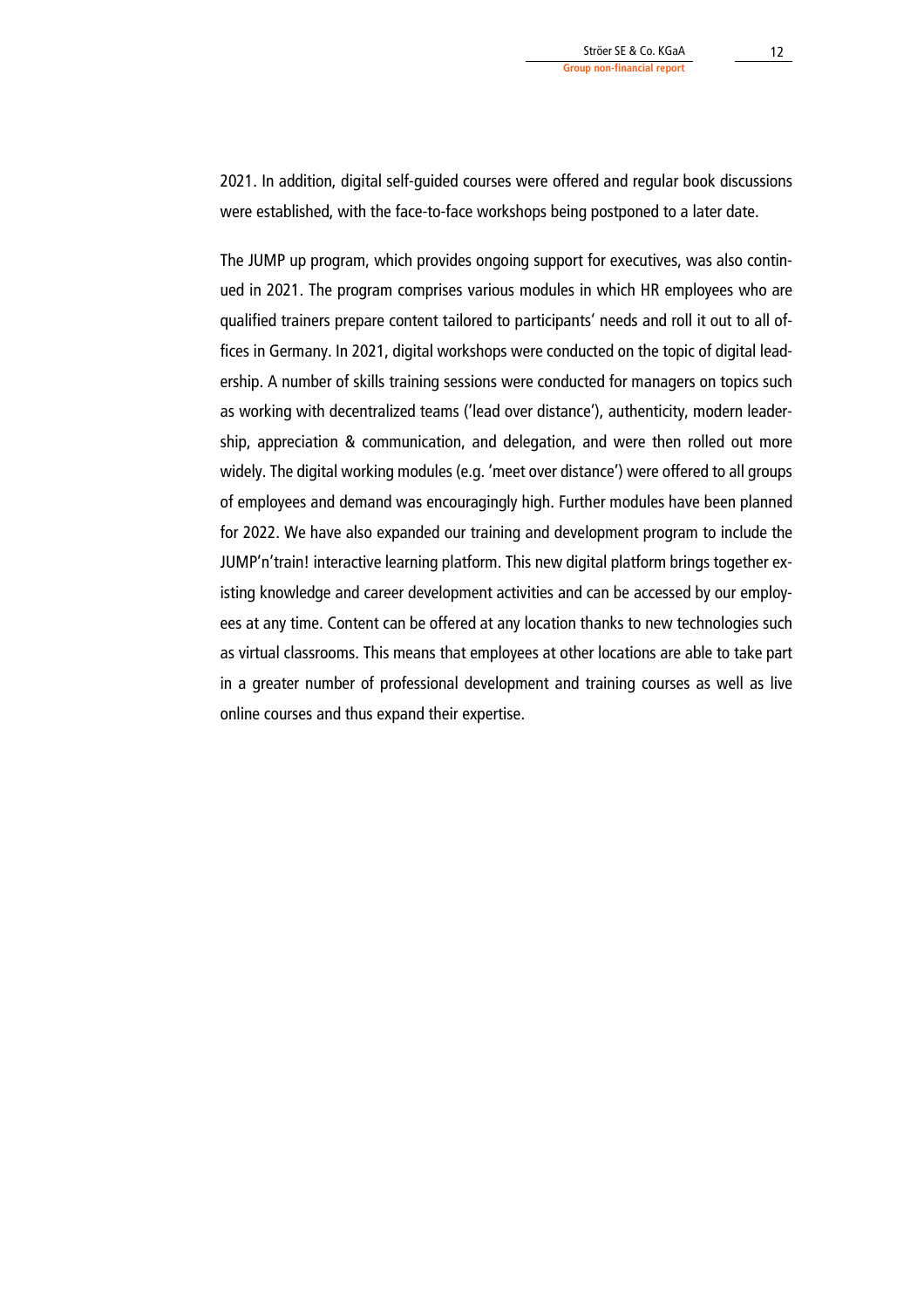2021. In addition, digital self-guided courses were offered and regular book discussions were established, with the face-to-face workshops being postponed to a later date.

The JUMP up program, which provides ongoing support for executives, was also continued in 2021. The program comprises various modules in which HR employees who are qualified trainers prepare content tailored to participants' needs and roll it out to all offices in Germany. In 2021, digital workshops were conducted on the topic of digital leadership. A number of skills training sessions were conducted for managers on topics such as working with decentralized teams ('lead over distance'), authenticity, modern leadership, appreciation & communication, and delegation, and were then rolled out more widely. The digital working modules (e.g. 'meet over distance') were offered to all groups of employees and demand was encouragingly high. Further modules have been planned for 2022. We have also expanded our training and development program to include the JUMP'n'train! interactive learning platform. This new digital platform brings together existing knowledge and career development activities and can be accessed by our employees at any time. Content can be offered at any location thanks to new technologies such as virtual classrooms. This means that employees at other locations are able to take part in a greater number of professional development and training courses as well as live online courses and thus expand their expertise.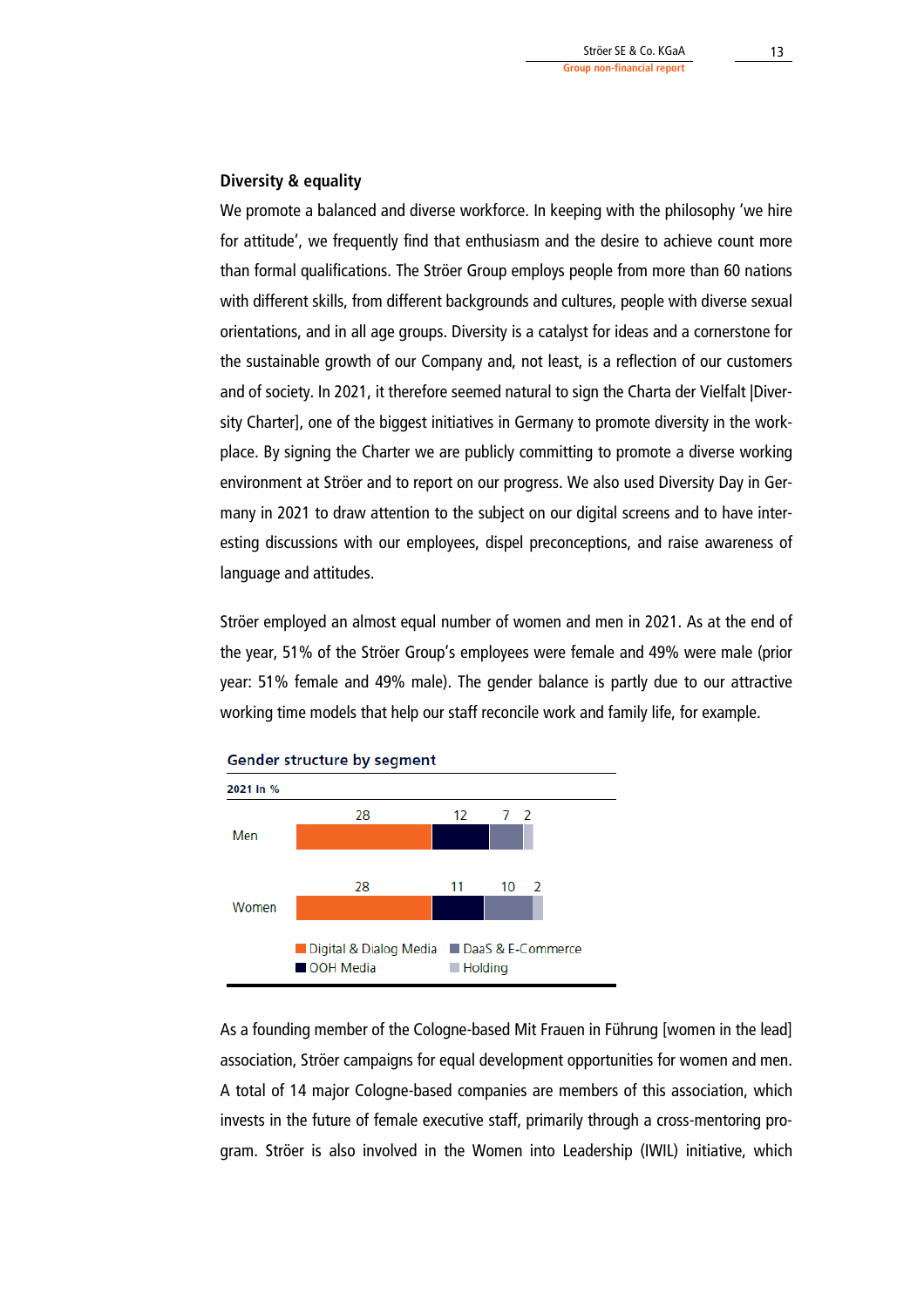### Diversity & equality

We promote a balanced and diverse workforce. In keeping with the philosophy 'we hire for attitude', we frequently find that enthusiasm and the desire to achieve count more than formal qualifications. The Ströer Group employs people from more than 60 nations with different skills, from different backgrounds and cultures, people with diverse sexual orientations, and in all age groups. Diversity is a catalyst for ideas and a cornerstone for the sustainable growth of our Company and, not least, is a reflection of our customers and of society. In 2021, it therefore seemed natural to sign the Charta der Vielfalt [Diversity Charter], one of the biggest initiatives in Germany to promote diversity in the workplace. By signing the Charter we are publicly committing to promote a diverse working environment at Ströer and to report on our progress. We also used Diversity Day in Germany in 2021 to draw attention to the subject on our digital screens and to have interesting discussions with our employees, dispel preconceptions, and raise awareness of language and attitudes.

Ströer employed an almost equal number of women and men in 2021. As at the end of the year, 51% of the Ströer Group's employees were female and 49% were male (prior year: 51% female and 49% male). The gender balance is partly due to our attractive working time models that help our staff reconcile work and family life, for example.

**Gender structure by segment**

**2021 In %**

| | Digital & Dialog Media | OOH Media | DaaS & E-Commerce | Holding |
|---|---|---|---|---|
| Men | 28 | 12 | 7 | 2 |
| Women | 28 | 11 | 10 | 2 |

As a founding member of the Cologne-based Mit Frauen in Führung [women in the lead] association, Ströer campaigns for equal development opportunities for women and men. A total of 14 major Cologne-based companies are members of this association, which invests in the future of female executive staff, primarily through a cross-mentoring program. Ströer is also involved in the Women into Leadership (IWIL) initiative, which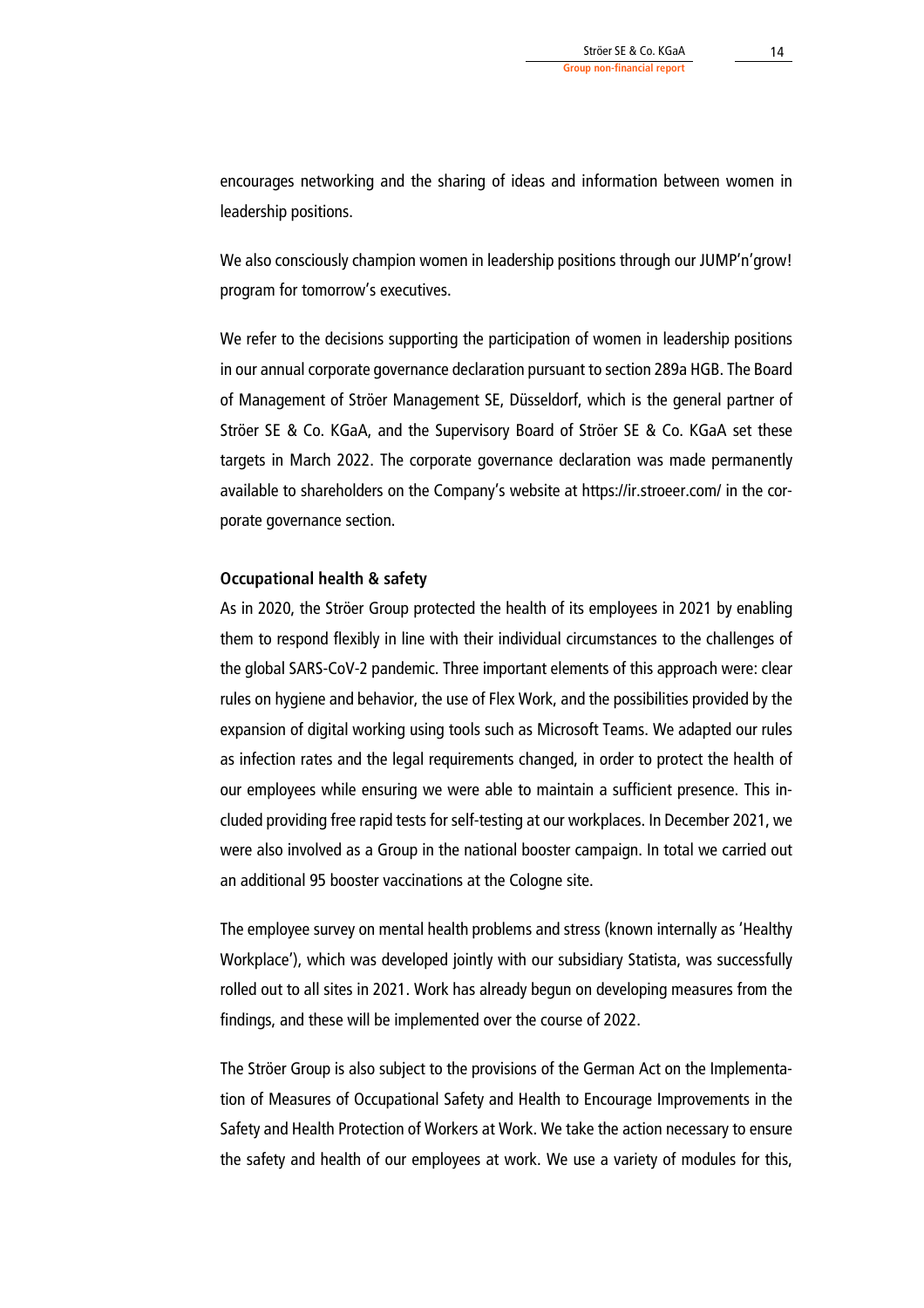encourages networking and the sharing of ideas and information between women in leadership positions.

We also consciously champion women in leadership positions through our JUMP'n'grow! program for tomorrow's executives.

We refer to the decisions supporting the participation of women in leadership positions in our annual corporate governance declaration pursuant to section 289a HGB. The Board of Management of Ströer Management SE, Düsseldorf, which is the general partner of Ströer SE & Co. KGaA, and the Supervisory Board of Ströer SE & Co. KGaA set these targets in March 2022. The corporate governance declaration was made permanently available to shareholders on the Company's website at https://ir.stroeer.com/ in the corporate governance section.

**Occupational health & safety**

As in 2020, the Ströer Group protected the health of its employees in 2021 by enabling them to respond flexibly in line with their individual circumstances to the challenges of the global SARS-CoV-2 pandemic. Three important elements of this approach were: clear rules on hygiene and behavior, the use of Flex Work, and the possibilities provided by the expansion of digital working using tools such as Microsoft Teams. We adapted our rules as infection rates and the legal requirements changed, in order to protect the health of our employees while ensuring we were able to maintain a sufficient presence. This included providing free rapid tests for self-testing at our workplaces. In December 2021, we were also involved as a Group in the national booster campaign. In total we carried out an additional 95 booster vaccinations at the Cologne site.

The employee survey on mental health problems and stress (known internally as 'Healthy Workplace'), which was developed jointly with our subsidiary Statista, was successfully rolled out to all sites in 2021. Work has already begun on developing measures from the findings, and these will be implemented over the course of 2022.

The Ströer Group is also subject to the provisions of the German Act on the Implementation of Measures of Occupational Safety and Health to Encourage Improvements in the Safety and Health Protection of Workers at Work. We take the action necessary to ensure the safety and health of our employees at work. We use a variety of modules for this,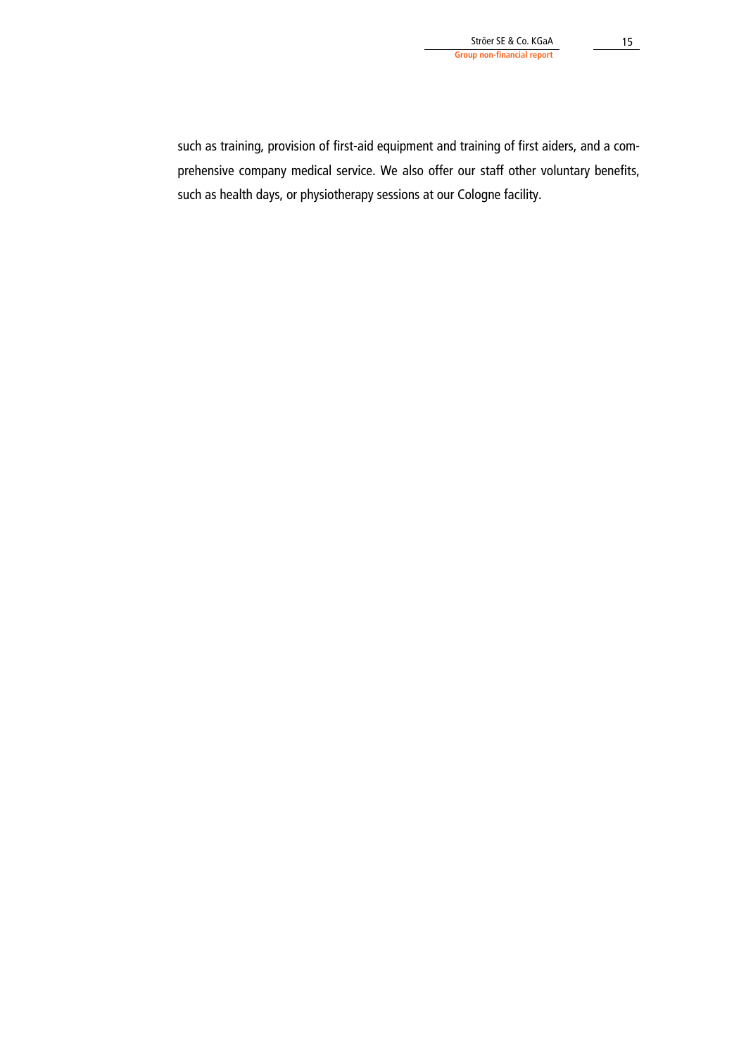such as training, provision of first-aid equipment and training of first aiders, and a comprehensive company medical service. We also offer our staff other voluntary benefits, such as health days, or physiotherapy sessions at our Cologne facility.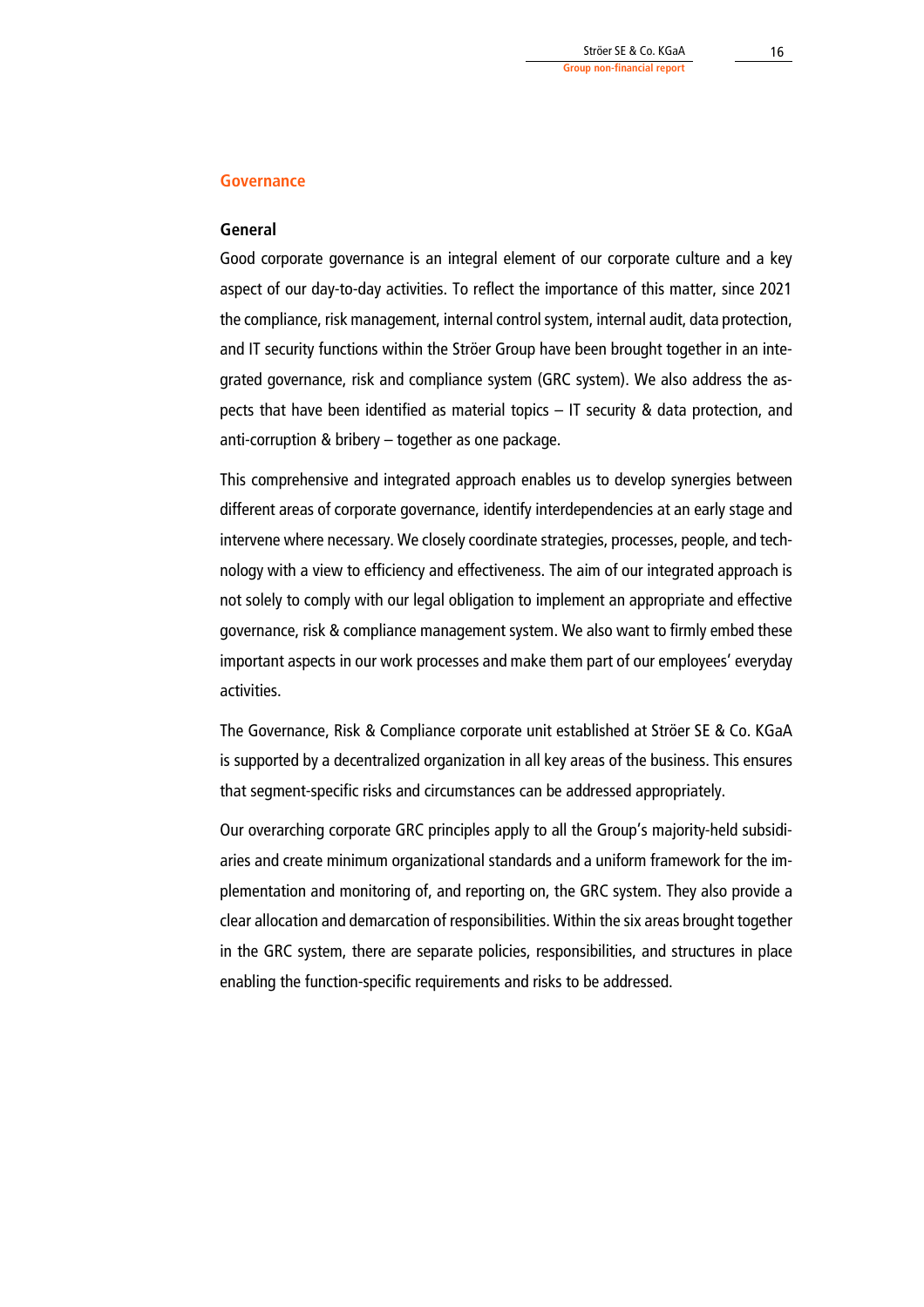## Governance

### General

Good corporate governance is an integral element of our corporate culture and a key aspect of our day-to-day activities. To reflect the importance of this matter, since 2021 the compliance, risk management, internal control system, internal audit, data protection, and IT security functions within the Ströer Group have been brought together in an integrated governance, risk and compliance system (GRC system). We also address the aspects that have been identified as material topics – IT security & data protection, and anti-corruption & bribery – together as one package.

This comprehensive and integrated approach enables us to develop synergies between different areas of corporate governance, identify interdependencies at an early stage and intervene where necessary. We closely coordinate strategies, processes, people, and technology with a view to efficiency and effectiveness. The aim of our integrated approach is not solely to comply with our legal obligation to implement an appropriate and effective governance, risk & compliance management system. We also want to firmly embed these important aspects in our work processes and make them part of our employees' everyday activities.

The Governance, Risk & Compliance corporate unit established at Ströer SE & Co. KGaA is supported by a decentralized organization in all key areas of the business. This ensures that segment-specific risks and circumstances can be addressed appropriately.

Our overarching corporate GRC principles apply to all the Group's majority-held subsidiaries and create minimum organizational standards and a uniform framework for the implementation and monitoring of, and reporting on, the GRC system. They also provide a clear allocation and demarcation of responsibilities. Within the six areas brought together in the GRC system, there are separate policies, responsibilities, and structures in place enabling the function-specific requirements and risks to be addressed.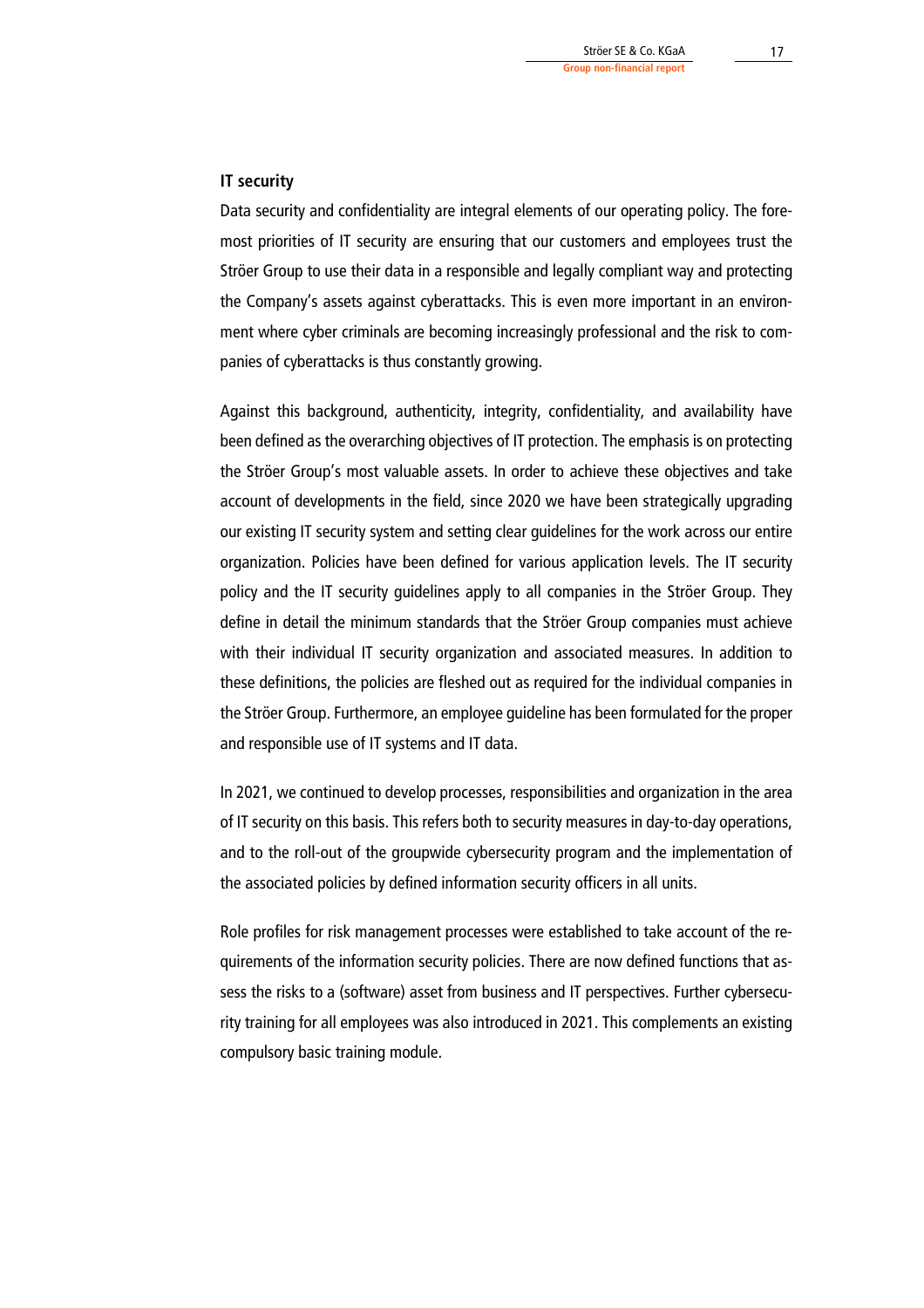## IT security

Data security and confidentiality are integral elements of our operating policy. The foremost priorities of IT security are ensuring that our customers and employees trust the Ströer Group to use their data in a responsible and legally compliant way and protecting the Company's assets against cyberattacks. This is even more important in an environment where cyber criminals are becoming increasingly professional and the risk to companies of cyberattacks is thus constantly growing.

Against this background, authenticity, integrity, confidentiality, and availability have been defined as the overarching objectives of IT protection. The emphasis is on protecting the Ströer Group's most valuable assets. In order to achieve these objectives and take account of developments in the field, since 2020 we have been strategically upgrading our existing IT security system and setting clear guidelines for the work across our entire organization. Policies have been defined for various application levels. The IT security policy and the IT security guidelines apply to all companies in the Ströer Group. They define in detail the minimum standards that the Ströer Group companies must achieve with their individual IT security organization and associated measures. In addition to these definitions, the policies are fleshed out as required for the individual companies in the Ströer Group. Furthermore, an employee guideline has been formulated for the proper and responsible use of IT systems and IT data.

In 2021, we continued to develop processes, responsibilities and organization in the area of IT security on this basis. This refers both to security measures in day-to-day operations, and to the roll-out of the groupwide cybersecurity program and the implementation of the associated policies by defined information security officers in all units.

Role profiles for risk management processes were established to take account of the requirements of the information security policies. There are now defined functions that assess the risks to a (software) asset from business and IT perspectives. Further cybersecurity training for all employees was also introduced in 2021. This complements an existing compulsory basic training module.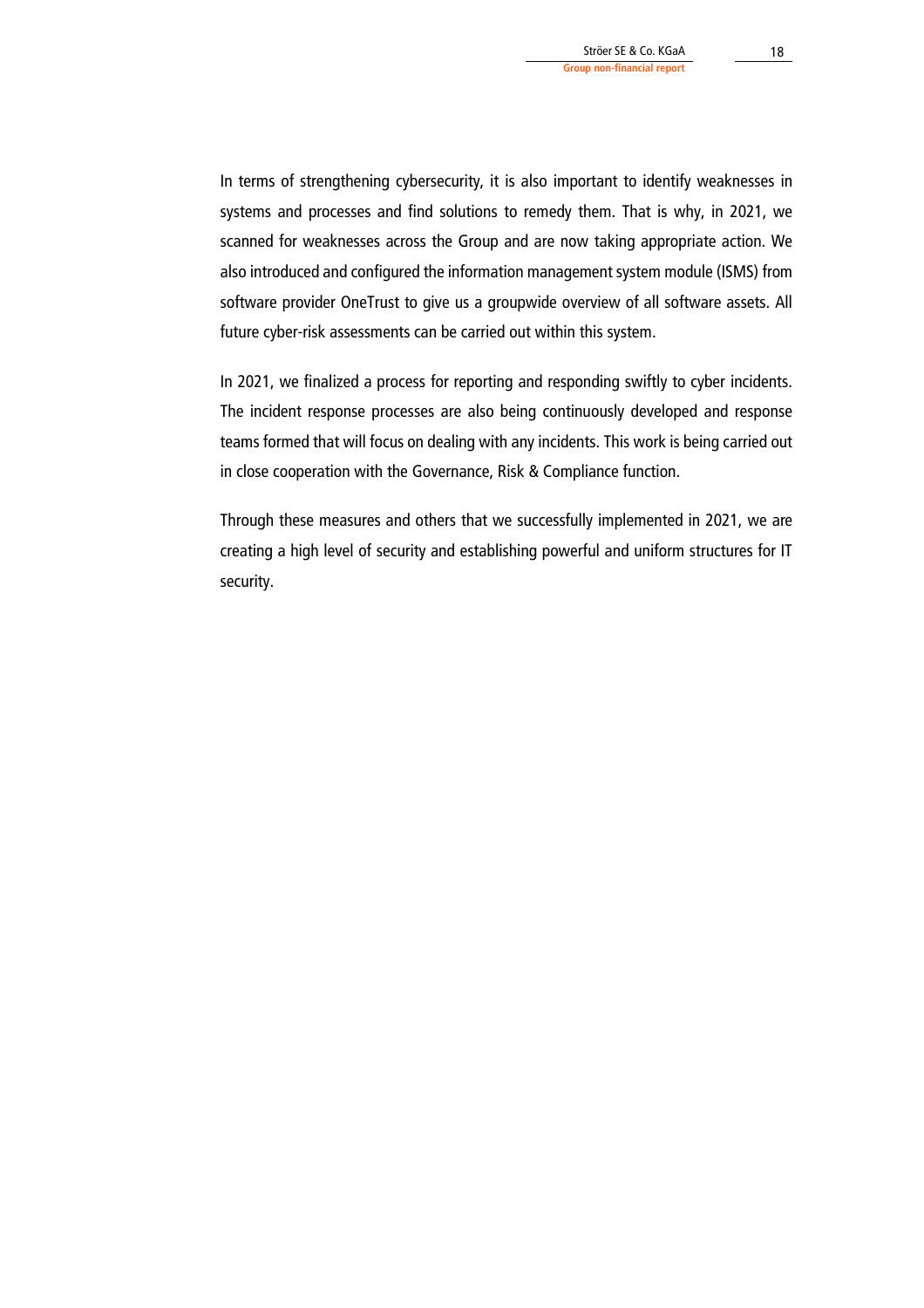In terms of strengthening cybersecurity, it is also important to identify weaknesses in systems and processes and find solutions to remedy them. That is why, in 2021, we scanned for weaknesses across the Group and are now taking appropriate action. We also introduced and configured the information management system module (ISMS) from software provider OneTrust to give us a groupwide overview of all software assets. All future cyber-risk assessments can be carried out within this system.

In 2021, we finalized a process for reporting and responding swiftly to cyber incidents. The incident response processes are also being continuously developed and response teams formed that will focus on dealing with any incidents. This work is being carried out in close cooperation with the Governance, Risk & Compliance function.

Through these measures and others that we successfully implemented in 2021, we are creating a high level of security and establishing powerful and uniform structures for IT security.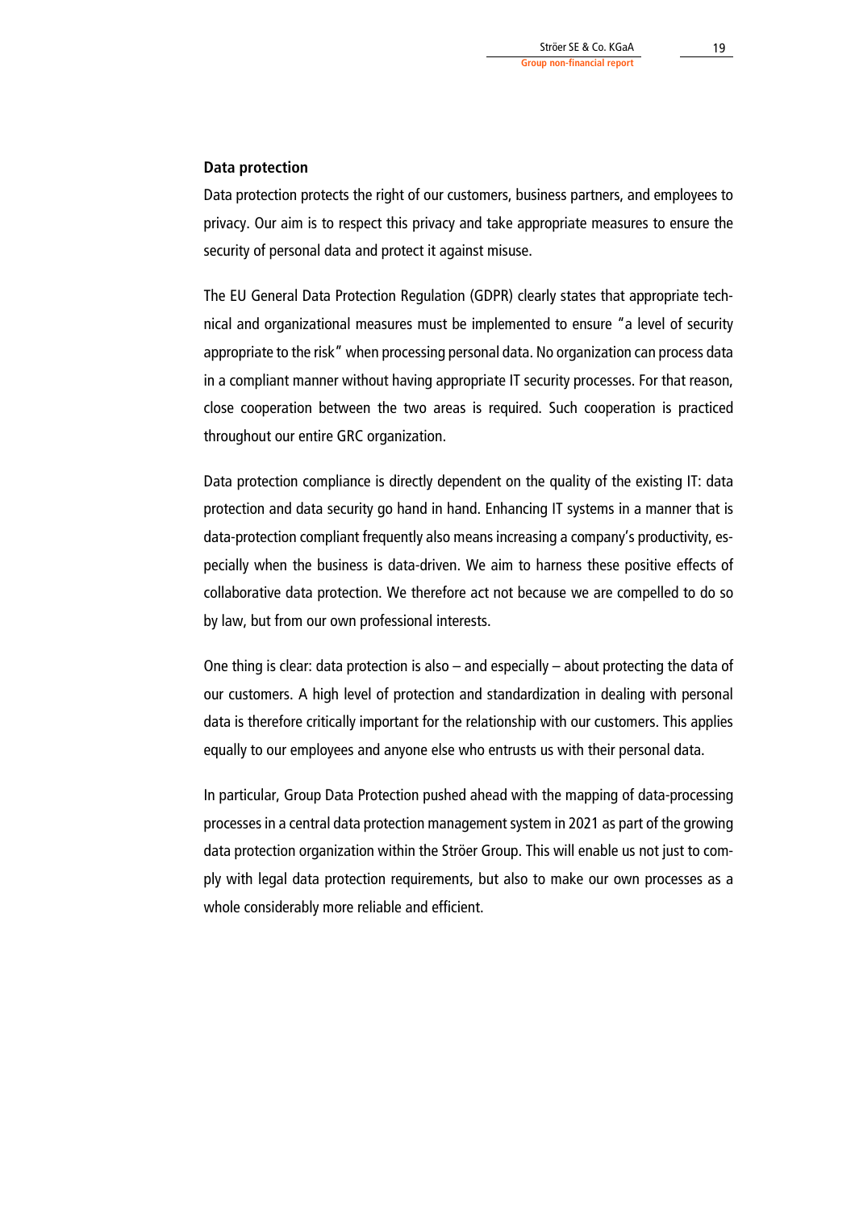**Data protection**

Data protection protects the right of our customers, business partners, and employees to privacy. Our aim is to respect this privacy and take appropriate measures to ensure the security of personal data and protect it against misuse.

The EU General Data Protection Regulation (GDPR) clearly states that appropriate technical and organizational measures must be implemented to ensure "a level of security appropriate to the risk" when processing personal data. No organization can process data in a compliant manner without having appropriate IT security processes. For that reason, close cooperation between the two areas is required. Such cooperation is practiced throughout our entire GRC organization.

Data protection compliance is directly dependent on the quality of the existing IT: data protection and data security go hand in hand. Enhancing IT systems in a manner that is data-protection compliant frequently also means increasing a company's productivity, especially when the business is data-driven. We aim to harness these positive effects of collaborative data protection. We therefore act not because we are compelled to do so by law, but from our own professional interests.

One thing is clear: data protection is also – and especially – about protecting the data of our customers. A high level of protection and standardization in dealing with personal data is therefore critically important for the relationship with our customers. This applies equally to our employees and anyone else who entrusts us with their personal data.

In particular, Group Data Protection pushed ahead with the mapping of data-processing processes in a central data protection management system in 2021 as part of the growing data protection organization within the Ströer Group. This will enable us not just to comply with legal data protection requirements, but also to make our own processes as a whole considerably more reliable and efficient.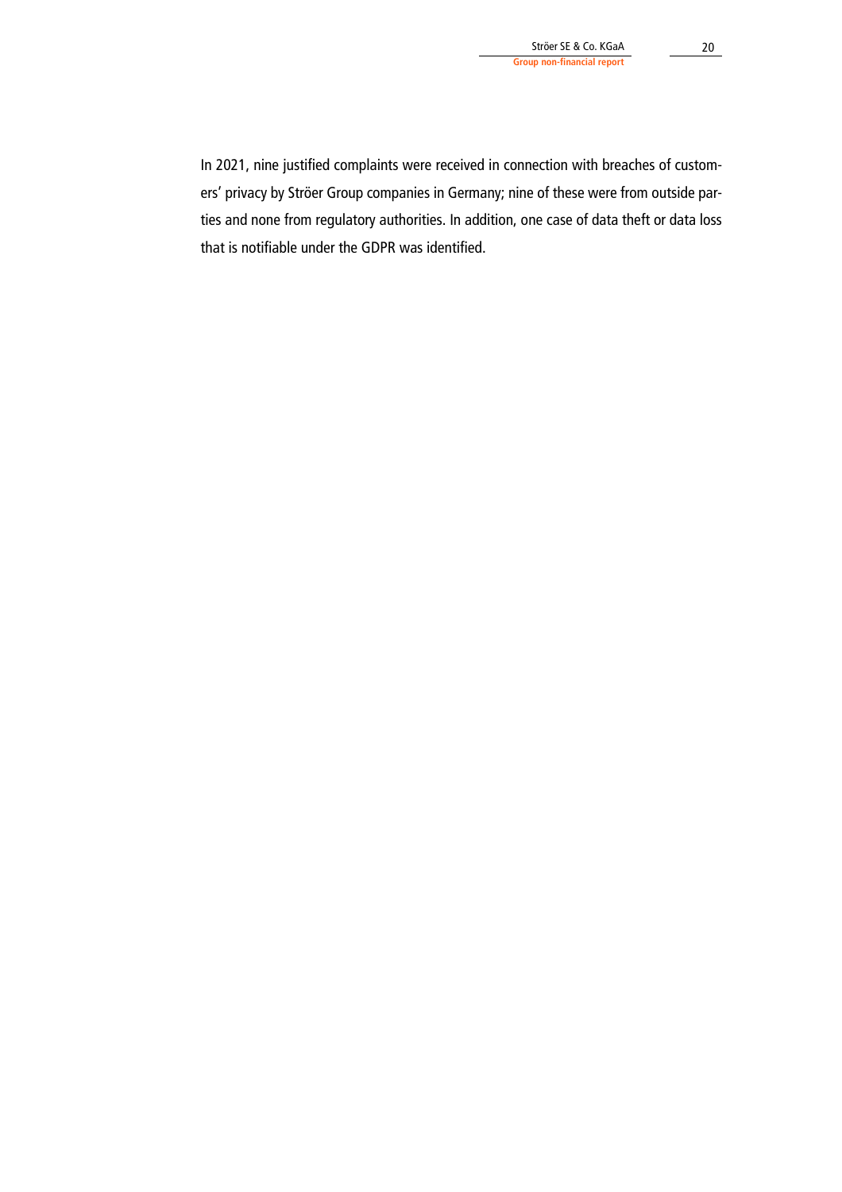In 2021, nine justified complaints were received in connection with breaches of customers' privacy by Ströer Group companies in Germany; nine of these were from outside parties and none from regulatory authorities. In addition, one case of data theft or data loss that is notifiable under the GDPR was identified.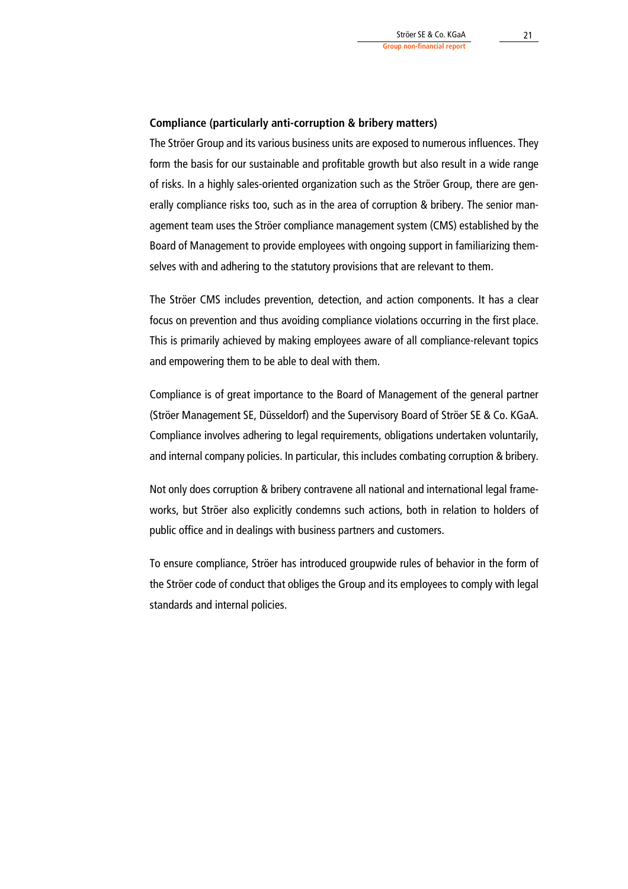**Compliance (particularly anti-corruption & bribery matters)**

The Ströer Group and its various business units are exposed to numerous influences. They form the basis for our sustainable and profitable growth but also result in a wide range of risks. In a highly sales-oriented organization such as the Ströer Group, there are generally compliance risks too, such as in the area of corruption & bribery. The senior management team uses the Ströer compliance management system (CMS) established by the Board of Management to provide employees with ongoing support in familiarizing themselves with and adhering to the statutory provisions that are relevant to them.

The Ströer CMS includes prevention, detection, and action components. It has a clear focus on prevention and thus avoiding compliance violations occurring in the first place. This is primarily achieved by making employees aware of all compliance-relevant topics and empowering them to be able to deal with them.

Compliance is of great importance to the Board of Management of the general partner (Ströer Management SE, Düsseldorf) and the Supervisory Board of Ströer SE & Co. KGaA. Compliance involves adhering to legal requirements, obligations undertaken voluntarily, and internal company policies. In particular, this includes combating corruption & bribery.

Not only does corruption & bribery contravene all national and international legal frameworks, but Ströer also explicitly condemns such actions, both in relation to holders of public office and in dealings with business partners and customers.

To ensure compliance, Ströer has introduced groupwide rules of behavior in the form of the Ströer code of conduct that obliges the Group and its employees to comply with legal standards and internal policies.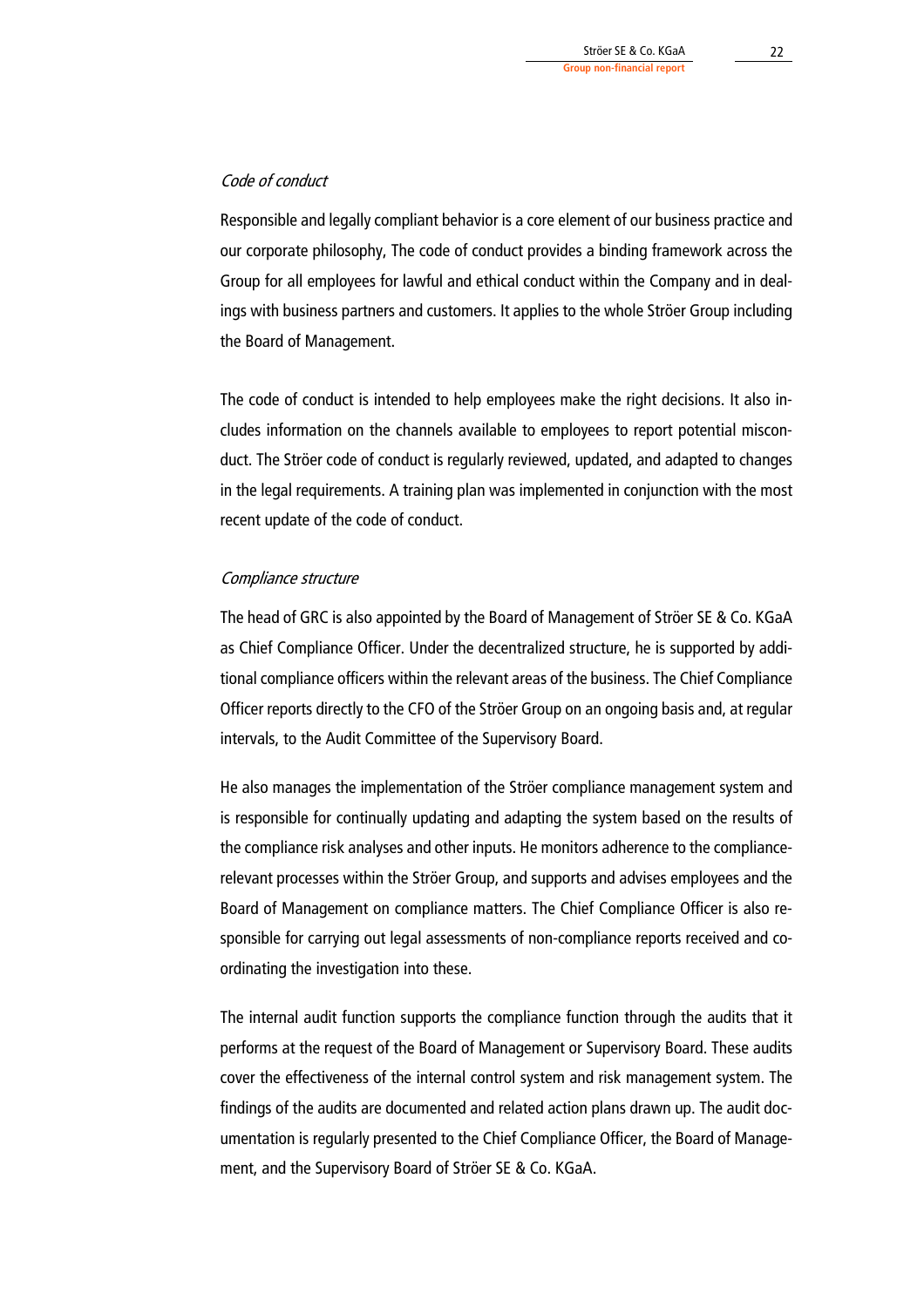*Code of conduct*

Responsible and legally compliant behavior is a core element of our business practice and our corporate philosophy, The code of conduct provides a binding framework across the Group for all employees for lawful and ethical conduct within the Company and in dealings with business partners and customers. It applies to the whole Ströer Group including the Board of Management.

The code of conduct is intended to help employees make the right decisions. It also includes information on the channels available to employees to report potential misconduct. The Ströer code of conduct is regularly reviewed, updated, and adapted to changes in the legal requirements. A training plan was implemented in conjunction with the most recent update of the code of conduct.

*Compliance structure*

The head of GRC is also appointed by the Board of Management of Ströer SE & Co. KGaA as Chief Compliance Officer. Under the decentralized structure, he is supported by additional compliance officers within the relevant areas of the business. The Chief Compliance Officer reports directly to the CFO of the Ströer Group on an ongoing basis and, at regular intervals, to the Audit Committee of the Supervisory Board.

He also manages the implementation of the Ströer compliance management system and is responsible for continually updating and adapting the system based on the results of the compliance risk analyses and other inputs. He monitors adherence to the compliance-relevant processes within the Ströer Group, and supports and advises employees and the Board of Management on compliance matters. The Chief Compliance Officer is also responsible for carrying out legal assessments of non-compliance reports received and coordinating the investigation into these.

The internal audit function supports the compliance function through the audits that it performs at the request of the Board of Management or Supervisory Board. These audits cover the effectiveness of the internal control system and risk management system. The findings of the audits are documented and related action plans drawn up. The audit documentation is regularly presented to the Chief Compliance Officer, the Board of Management, and the Supervisory Board of Ströer SE & Co. KGaA.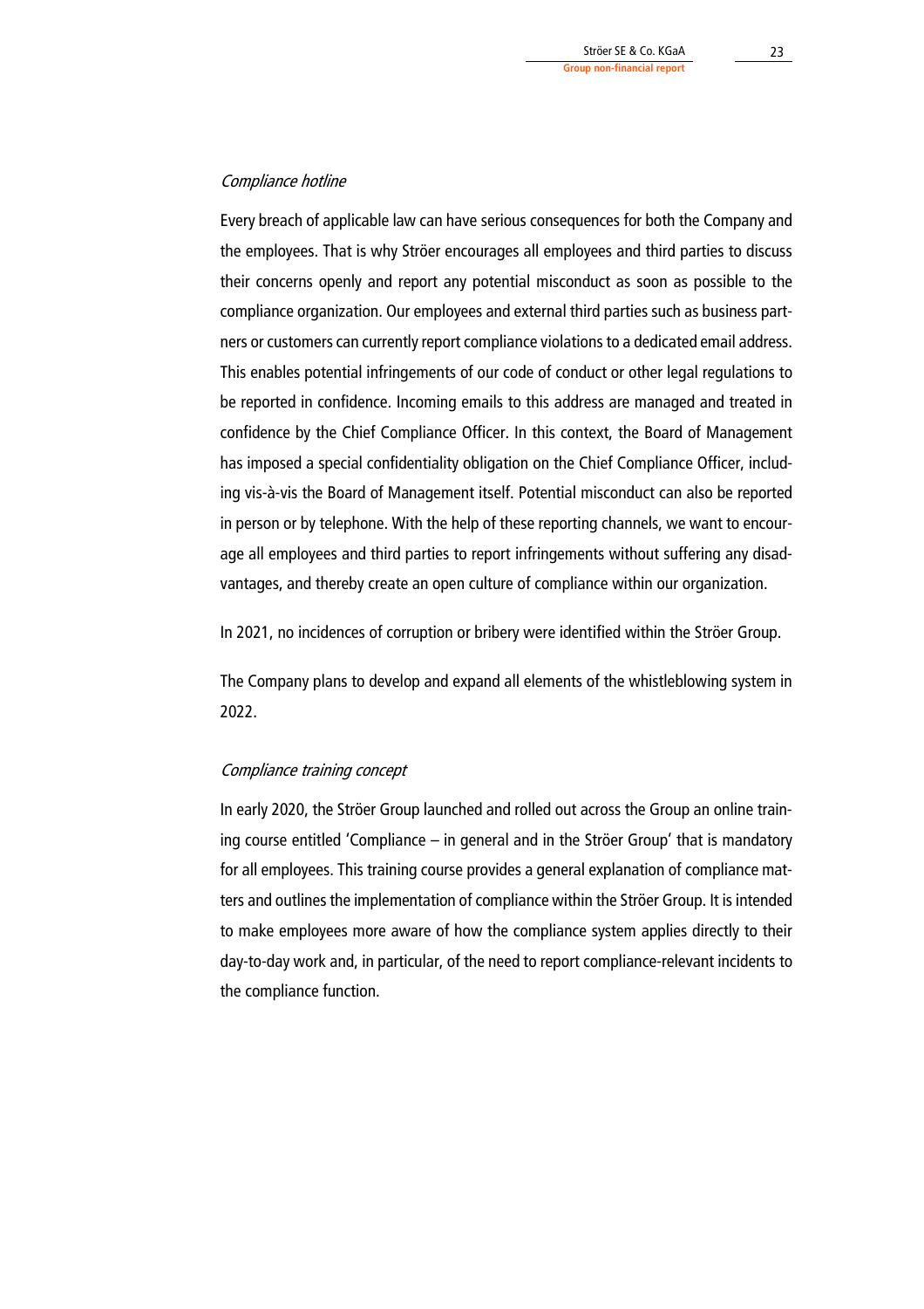*Compliance hotline*

Every breach of applicable law can have serious consequences for both the Company and the employees. That is why Ströer encourages all employees and third parties to discuss their concerns openly and report any potential misconduct as soon as possible to the compliance organization. Our employees and external third parties such as business partners or customers can currently report compliance violations to a dedicated email address. This enables potential infringements of our code of conduct or other legal regulations to be reported in confidence. Incoming emails to this address are managed and treated in confidence by the Chief Compliance Officer. In this context, the Board of Management has imposed a special confidentiality obligation on the Chief Compliance Officer, including vis-à-vis the Board of Management itself. Potential misconduct can also be reported in person or by telephone. With the help of these reporting channels, we want to encourage all employees and third parties to report infringements without suffering any disadvantages, and thereby create an open culture of compliance within our organization.

In 2021, no incidences of corruption or bribery were identified within the Ströer Group.

The Company plans to develop and expand all elements of the whistleblowing system in 2022.

*Compliance training concept*

In early 2020, the Ströer Group launched and rolled out across the Group an online training course entitled 'Compliance – in general and in the Ströer Group' that is mandatory for all employees. This training course provides a general explanation of compliance matters and outlines the implementation of compliance within the Ströer Group. It is intended to make employees more aware of how the compliance system applies directly to their day-to-day work and, in particular, of the need to report compliance-relevant incidents to the compliance function.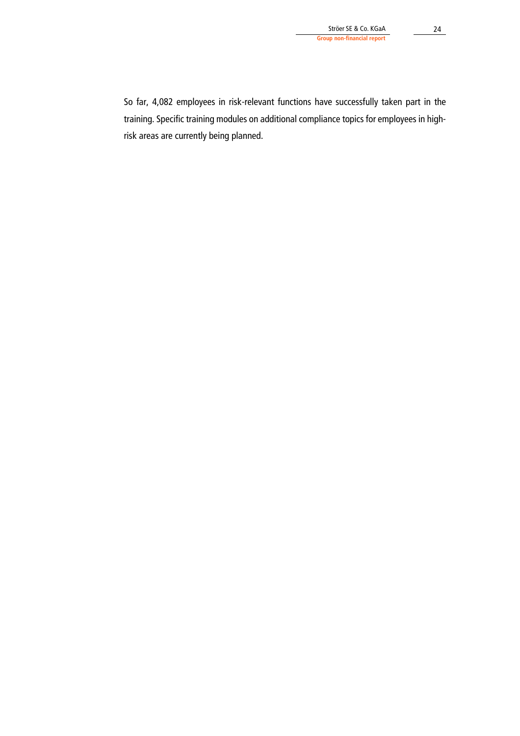So far, 4,082 employees in risk-relevant functions have successfully taken part in the training. Specific training modules on additional compliance topics for employees in high-risk areas are currently being planned.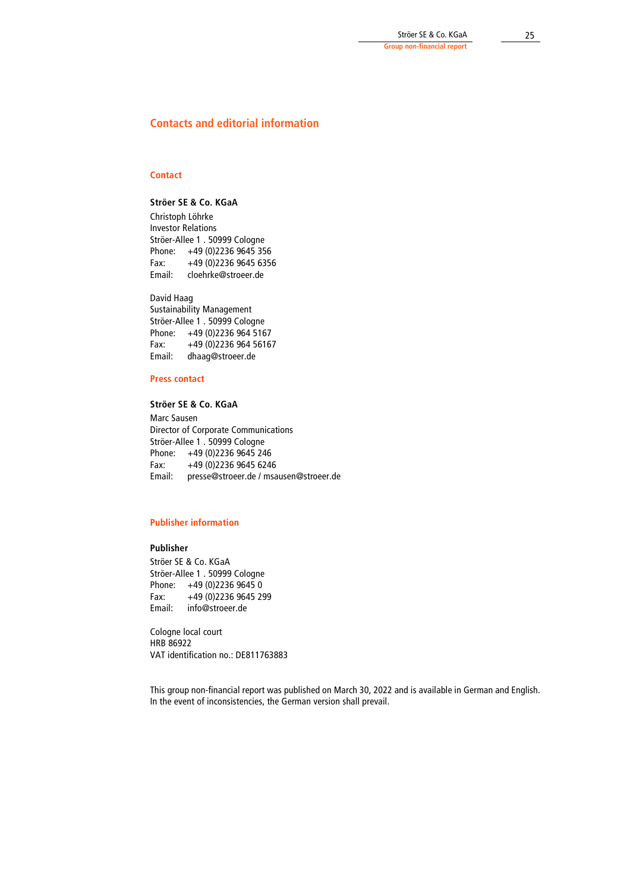# Contacts and editorial information

## Contact

**Ströer SE & Co. KGaA**

Christoph Löhrke
Investor Relations
Ströer-Allee 1 . 50999 Cologne
Phone: +49 (0)2236 9645 356
Fax: +49 (0)2236 9645 6356
Email: cloehrke@stroeer.de

David Haag
Sustainability Management
Ströer-Allee 1 . 50999 Cologne
Phone: +49 (0)2236 964 5167
Fax: +49 (0)2236 964 56167
Email: dhaag@stroeer.de

## Press contact

**Ströer SE & Co. KGaA**

Marc Sausen
Director of Corporate Communications
Ströer-Allee 1 . 50999 Cologne
Phone: +49 (0)2236 9645 246
Fax: +49 (0)2236 9645 6246
Email: presse@stroeer.de / msausen@stroeer.de

## Publisher information

**Publisher**

Ströer SE & Co. KGaA
Ströer-Allee 1 . 50999 Cologne
Phone: +49 (0)2236 9645 0
Fax: +49 (0)2236 9645 299
Email: info@stroeer.de

Cologne local court
HRB 86922
VAT identification no.: DE811763883

This group non-financial report was published on March 30, 2022 and is available in German and English. In the event of inconsistencies, the German version shall prevail.